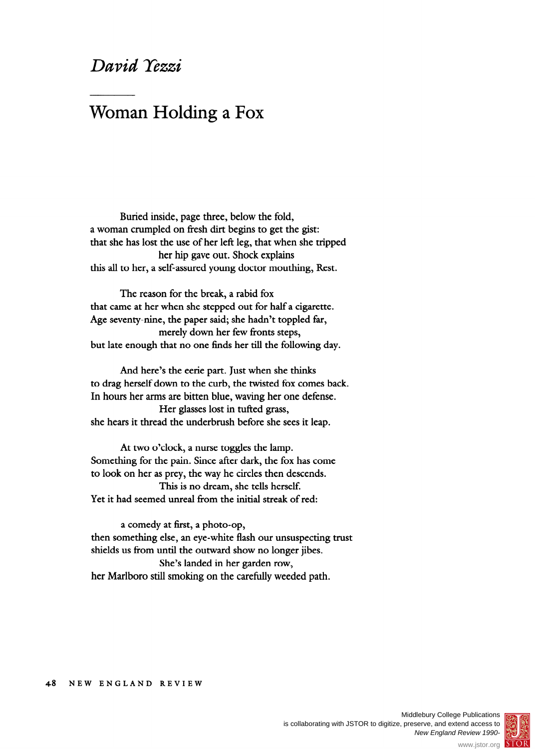*David Yezzi*

# Woman Holding a Fox

Buried inside, page three, below the fold,
a woman crumpled on fresh dirt begins to get the gist:
that she has lost the use of her left leg, that when she tripped
her hip gave out. Shock explains
this all to her, a self-assured young doctor mouthing, Rest.

The reason for the break, a rabid fox
that came at her when she stepped out for half a cigarette.
Age seventy-nine, the paper said; she hadn't toppled far,
merely down her few fronts steps,
but late enough that no one finds her till the following day.

And here's the eerie part. Just when she thinks
to drag herself down to the curb, the twisted fox comes back.
In hours her arms are bitten blue, waving her one defense.
Her glasses lost in tufted grass,
she hears it thread the underbrush before she sees it leap.

At two o'clock, a nurse toggles the lamp.
Something for the pain. Since after dark, the fox has come
to look on her as prey, the way he circles then descends.
This is no dream, she tells herself.
Yet it had seemed unreal from the initial streak of red:

a comedy at first, a photo-op,
then something else, an eye-white flash our unsuspecting trust
shields us from until the outward show no longer jibes.
She's landed in her garden row,
her Marlboro still smoking on the carefully weeded path.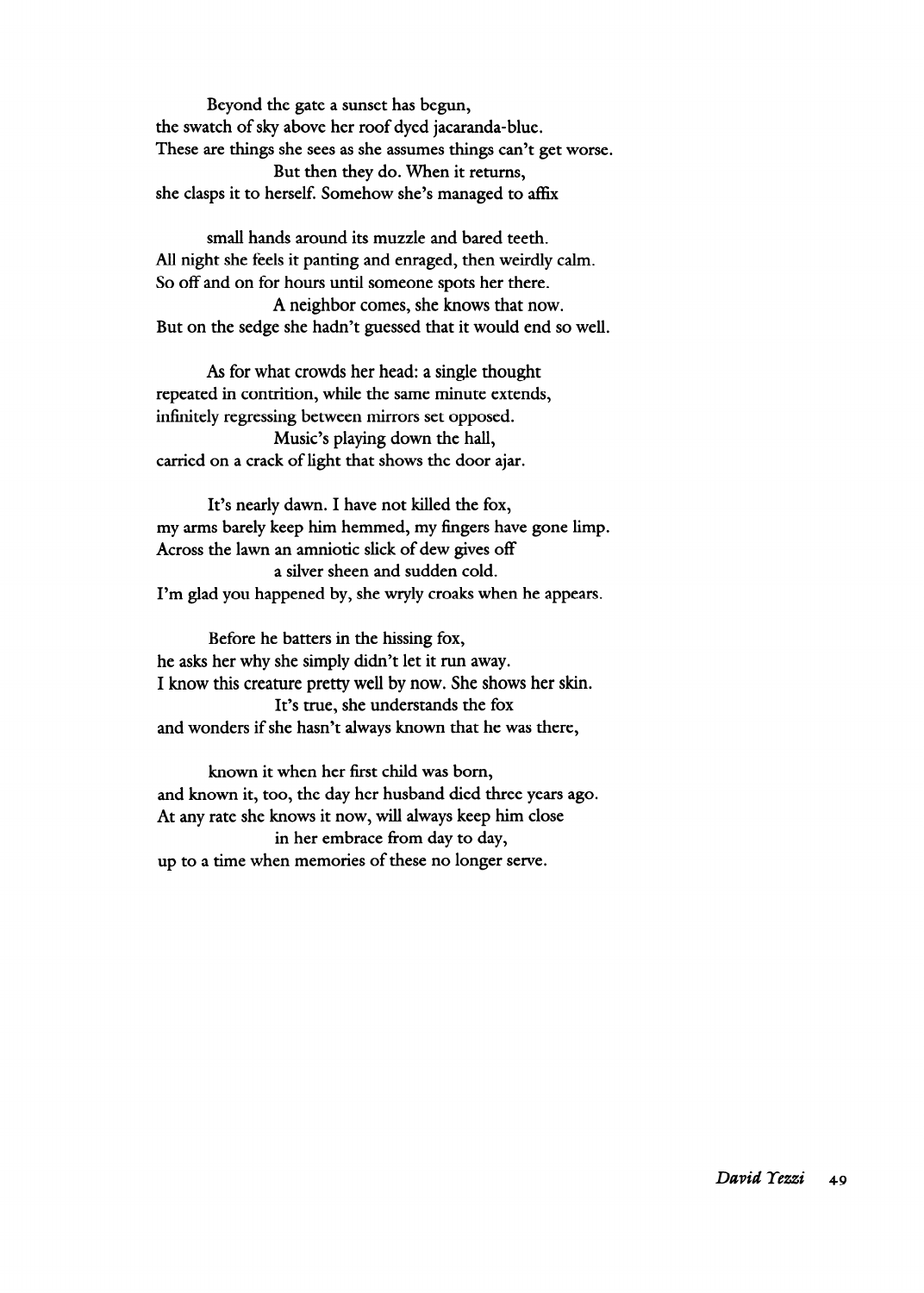Beyond the gate a sunset has begun,  
the swatch of sky above her roof dyed jacaranda-blue.  
These are things she sees as she assumes things can't get worse.  
But then they do. When it returns,  
she clasps it to herself. Somehow she's managed to affix

small hands around its muzzle and bared teeth.  
All night she feels it panting and enraged, then weirdly calm.  
So off and on for hours until someone spots her there.  
A neighbor comes, she knows that now.  
But on the sedge she hadn't guessed that it would end so well.

As for what crowds her head: a single thought  
repeated in contrition, while the same minute extends,  
infinitely regressing between mirrors set opposed.  
Music's playing down the hall,  
carried on a crack of light that shows the door ajar.

It's nearly dawn. I have not killed the fox,  
my arms barely keep him hemmed, my fingers have gone limp.  
Across the lawn an amniotic slick of dew gives off  
a silver sheen and sudden cold.  
I'm glad you happened by, she wryly croaks when he appears.

Before he batters in the hissing fox,  
he asks her why she simply didn't let it run away.  
I know this creature pretty well by now. She shows her skin.  
It's true, she understands the fox  
and wonders if she hasn't always known that he was there,

known it when her first child was born,  
and known it, too, the day her husband died three years ago.  
At any rate she knows it now, will always keep him close  
in her embrace from day to day,  
up to a time when memories of these no longer serve.